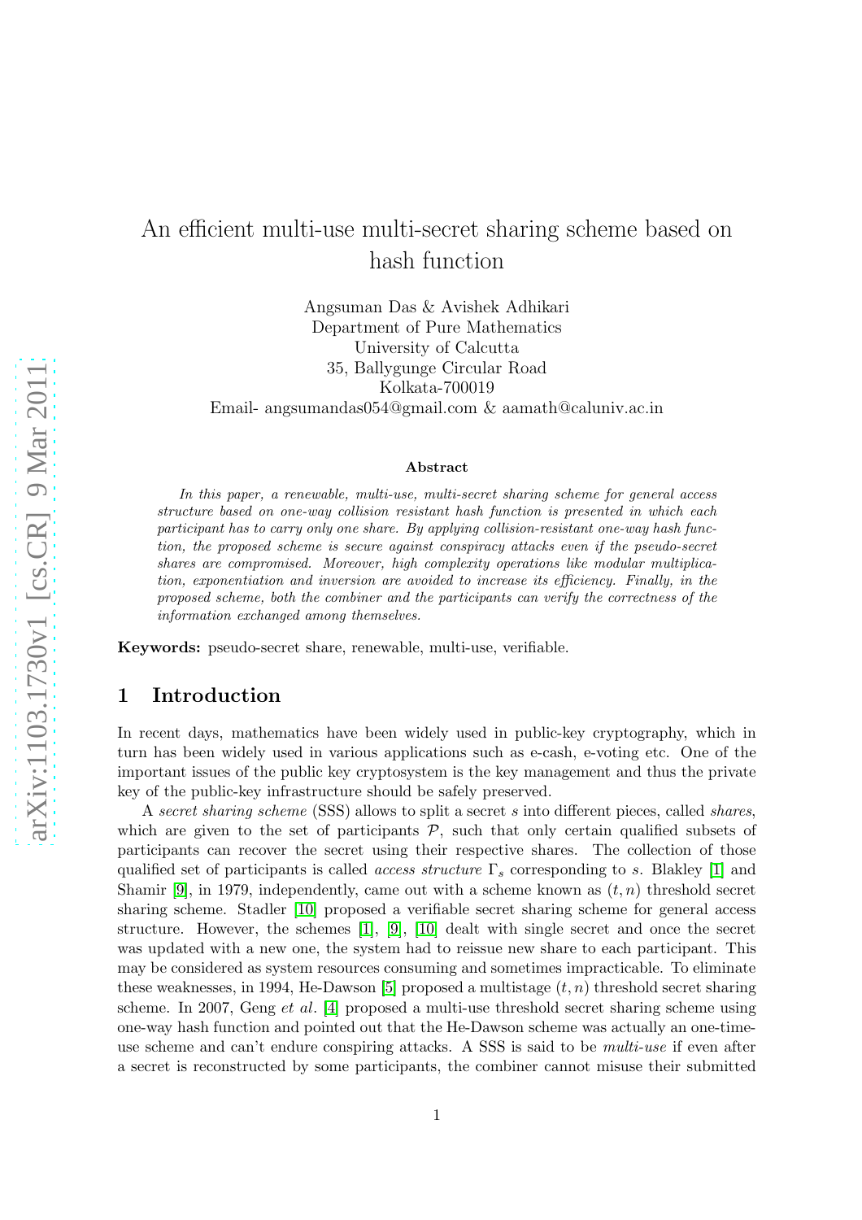# An efficient multi-use multi-secret sharing scheme based on hash function

Angsuman Das & Avishek Adhikari
Department of Pure Mathematics
University of Calcutta
35, Ballygunge Circular Road
Kolkata-700019
Email- angsumandas054@gmail.com & aamath@caluniv.ac.in

### Abstract

*In this paper, a renewable, multi-use, multi-secret sharing scheme for general access structure based on one-way collision resistant hash function is presented in which each participant has to carry only one share. By applying collision-resistant one-way hash function, the proposed scheme is secure against conspiracy attacks even if the pseudo-secret shares are compromised. Moreover, high complexity operations like modular multiplication, exponentiation and inversion are avoided to increase its efficiency. Finally, in the proposed scheme, both the combiner and the participants can verify the correctness of the information exchanged among themselves.*

**Keywords:** pseudo-secret share, renewable, multi-use, verifiable.

## 1 Introduction

In recent days, mathematics have been widely used in public-key cryptography, which in turn has been widely used in various applications such as e-cash, e-voting etc. One of the important issues of the public key cryptosystem is the key management and thus the private key of the public-key infrastructure should be safely preserved.

A *secret sharing scheme* (SSS) allows to split a secret $s$ into different pieces, called *shares*, which are given to the set of participants $\mathcal{P}$, such that only certain qualified subsets of participants can recover the secret using their respective shares. The collection of those qualified set of participants is called *access structure* $\Gamma_s$ corresponding to $s$. Blakley [1] and Shamir [9], in 1979, independently, came out with a scheme known as $(t, n)$ threshold secret sharing scheme. Stadler [10] proposed a verifiable secret sharing scheme for general access structure. However, the schemes [1], [9], [10] dealt with single secret and once the secret was updated with a new one, the system had to reissue new share to each participant. This may be considered as system resources consuming and sometimes impracticable. To eliminate these weaknesses, in 1994, He-Dawson [5] proposed a multistage $(t, n)$ threshold secret sharing scheme. In 2007, Geng *et al*. [4] proposed a multi-use threshold secret sharing scheme using one-way hash function and pointed out that the He-Dawson scheme was actually an one-time-use scheme and can't endure conspiring attacks. A SSS is said to be *multi-use* if even after a secret is reconstructed by some participants, the combiner cannot misuse their submitted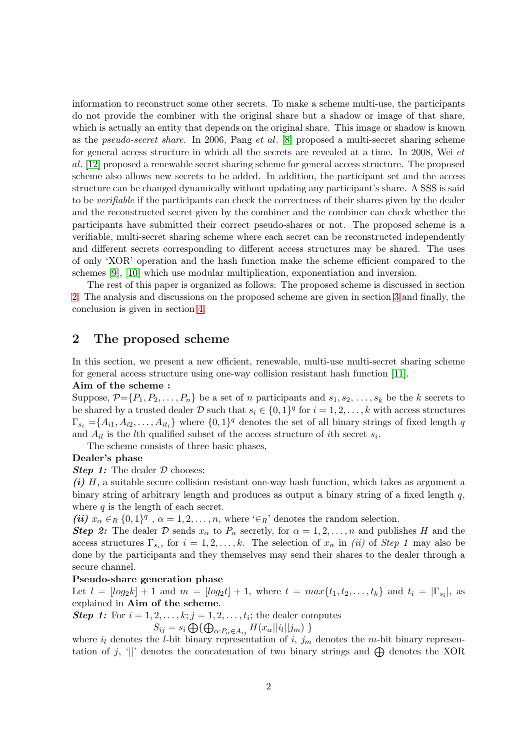information to reconstruct some other secrets. To make a scheme multi-use, the participants do not provide the combiner with the original share but a shadow or image of that share, which is actually an entity that depends on the original share. This image or shadow is known as the *pseudo-secret share*. In 2006, Pang *et al*. [8] proposed a multi-secret sharing scheme for general access structure in which all the secrets are revealed at a time. In 2008, Wei *et al*. [12] proposed a renewable secret sharing scheme for general access structure. The proposed scheme also allows new secrets to be added. In addition, the participant set and the access structure can be changed dynamically without updating any participant's share. A SSS is said to be *verifiable* if the participants can check the correctness of their shares given by the dealer and the reconstructed secret given by the combiner and the combiner can check whether the participants have submitted their correct pseudo-shares or not. The proposed scheme is a verifiable, multi-secret sharing scheme where each secret can be reconstructed independently and different secrets corresponding to different access structures may be shared. The uses of only 'XOR' operation and the hash function make the scheme efficient compared to the schemes [9], [10] which use modular multiplication, exponentiation and inversion.

The rest of this paper is organized as follows: The proposed scheme is discussed in section 2. The analysis and discussions on the proposed scheme are given in section 3 and finally, the conclusion is given in section 4.

## 2 The proposed scheme

In this section, we present a new efficient, renewable, multi-use multi-secret sharing scheme for general access structure using one-way collision resistant hash function [11].

**Aim of the scheme :**

Suppose, $\mathcal{P}=\{P_1, P_2, \ldots, P_n\}$ be a set of $n$ participants and $s_1, s_2, \ldots, s_k$ be the $k$ secrets to be shared by a trusted dealer $\mathcal{D}$ such that $s_i \in \{0,1\}^q$ for $i = 1, 2, \ldots, k$ with access structures $\Gamma_{s_i} = \{A_{i1}, A_{i2}, \ldots, A_{it_i}\}$ where $\{0,1\}^q$ denotes the set of all binary strings of fixed length $q$ and $A_{il}$ is the $l$th qualified subset of the access structure of $i$th secret $s_i$.

The scheme consists of three basic phases,

**Dealer's phase**

***Step 1:*** The dealer $\mathcal{D}$ chooses:

***(i)*** $H$, a suitable secure collision resistant one-way hash function, which takes as argument a binary string of arbitrary length and produces as output a binary string of a fixed length $q$, where $q$ is the length of each secret.

***(ii)*** $x_\alpha \in_R \{0,1\}^q$ , $\alpha = 1, 2, \ldots, n$, where '$\in_R$' denotes the random selection.

***Step 2:*** The dealer $\mathcal{D}$ sends $x_\alpha$ to $P_\alpha$ secretly, for $\alpha = 1, 2, \ldots, n$ and publishes $H$ and the access structures $\Gamma_{s_i}$, for $i = 1, 2, \ldots, k$. The selection of $x_\alpha$ in *(ii)* of *Step 1* may also be done by the participants and they themselves may send their shares to the dealer through a secure channel.

**Pseudo-share generation phase**

Let $l = [log_2 k] + 1$ and $m = [log_2 t] + 1$, where $t = max\{t_1, t_2, \ldots, t_k\}$ and $t_i = |\Gamma_{s_i}|$, as explained in **Aim of the scheme**.

***Step 1:*** For $i = 1, 2, \ldots, k; j = 1, 2, \ldots, t_i$; the dealer computes

$$S_{ij} = s_i \bigoplus \{ \bigoplus_{\alpha : P_\alpha \in A_{ij}} H(x_\alpha || i_l || j_m) \}$$

where $i_l$ denotes the $l$-bit binary representation of $i$, $j_m$ denotes the $m$-bit binary representation of $j$, '$||$' denotes the concatenation of two binary strings and $\bigoplus$ denotes the XOR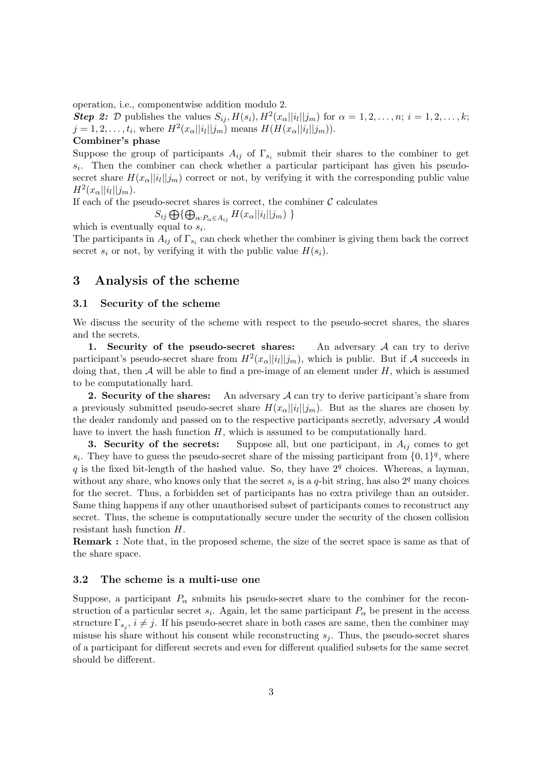operation, i.e., componentwise addition modulo 2.

***Step 2:*** $\mathcal{D}$ publishes the values $S_{ij}, H(s_i), H^2(x_\alpha||i_l||j_m)$ for $\alpha = 1, 2, \ldots, n$; $i = 1, 2, \ldots, k$; $j = 1, 2, \ldots, t_i$, where $H^2(x_\alpha||i_l||j_m)$ means $H(H(x_\alpha||i_l||j_m))$.

**Combiner's phase**

Suppose the group of participants $A_{ij}$ of $\Gamma_{s_i}$ submit their shares to the combiner to get $s_i$. Then the combiner can check whether a particular participant has given his pseudo-secret share $H(x_\alpha||i_l||j_m)$ correct or not, by verifying it with the corresponding public value $H^2(x_\alpha||i_l||j_m)$.

If each of the pseudo-secret shares is correct, the combiner $\mathcal{C}$ calculates

$$S_{ij} \bigoplus \{ \bigoplus_{\alpha: P_\alpha \in A_{ij}} H(x_\alpha||i_l||j_m) \}$$

which is eventually equal to $s_i$.

The participants in $A_{ij}$ of $\Gamma_{s_i}$ can check whether the combiner is giving them back the correct secret $s_i$ or not, by verifying it with the public value $H(s_i)$.

## 3 Analysis of the scheme

### 3.1 Security of the scheme

We discuss the security of the scheme with respect to the pseudo-secret shares, the shares and the secrets.

**1. Security of the pseudo-secret shares:** An adversary $\mathcal{A}$ can try to derive participant's pseudo-secret share from $H^2(x_\alpha||i_l||j_m)$, which is public. But if $\mathcal{A}$ succeeds in doing that, then $\mathcal{A}$ will be able to find a pre-image of an element under $H$, which is assumed to be computationally hard.

**2. Security of the shares:** An adversary $\mathcal{A}$ can try to derive participant's share from a previously submitted pseudo-secret share $H(x_\alpha||i_l||j_m)$. But as the shares are chosen by the dealer randomly and passed on to the respective participants secretly, adversary $\mathcal{A}$ would have to invert the hash function $H$, which is assumed to be computationally hard.

**3. Security of the secrets:** Suppose all, but one participant, in $A_{ij}$ comes to get $s_i$. They have to guess the pseudo-secret share of the missing participant from $\{0,1\}^q$, where $q$ is the fixed bit-length of the hashed value. So, they have $2^q$ choices. Whereas, a layman, without any share, who knows only that the secret $s_i$ is a $q$-bit string, has also $2^q$ many choices for the secret. Thus, a forbidden set of participants has no extra privilege than an outsider. Same thing happens if any other unauthorised subset of participants comes to reconstruct any secret. Thus, the scheme is computationally secure under the security of the chosen collision resistant hash function $H$.

**Remark :** Note that, in the proposed scheme, the size of the secret space is same as that of the share space.

### 3.2 The scheme is a multi-use one

Suppose, a participant $P_\alpha$ submits his pseudo-secret share to the combiner for the reconstruction of a particular secret $s_i$. Again, let the same participant $P_\alpha$ be present in the access structure $\Gamma_{s_j}$, $i \neq j$. If his pseudo-secret share in both cases are same, then the combiner may misuse his share without his consent while reconstructing $s_j$. Thus, the pseudo-secret shares of a participant for different secrets and even for different qualified subsets for the same secret should be different.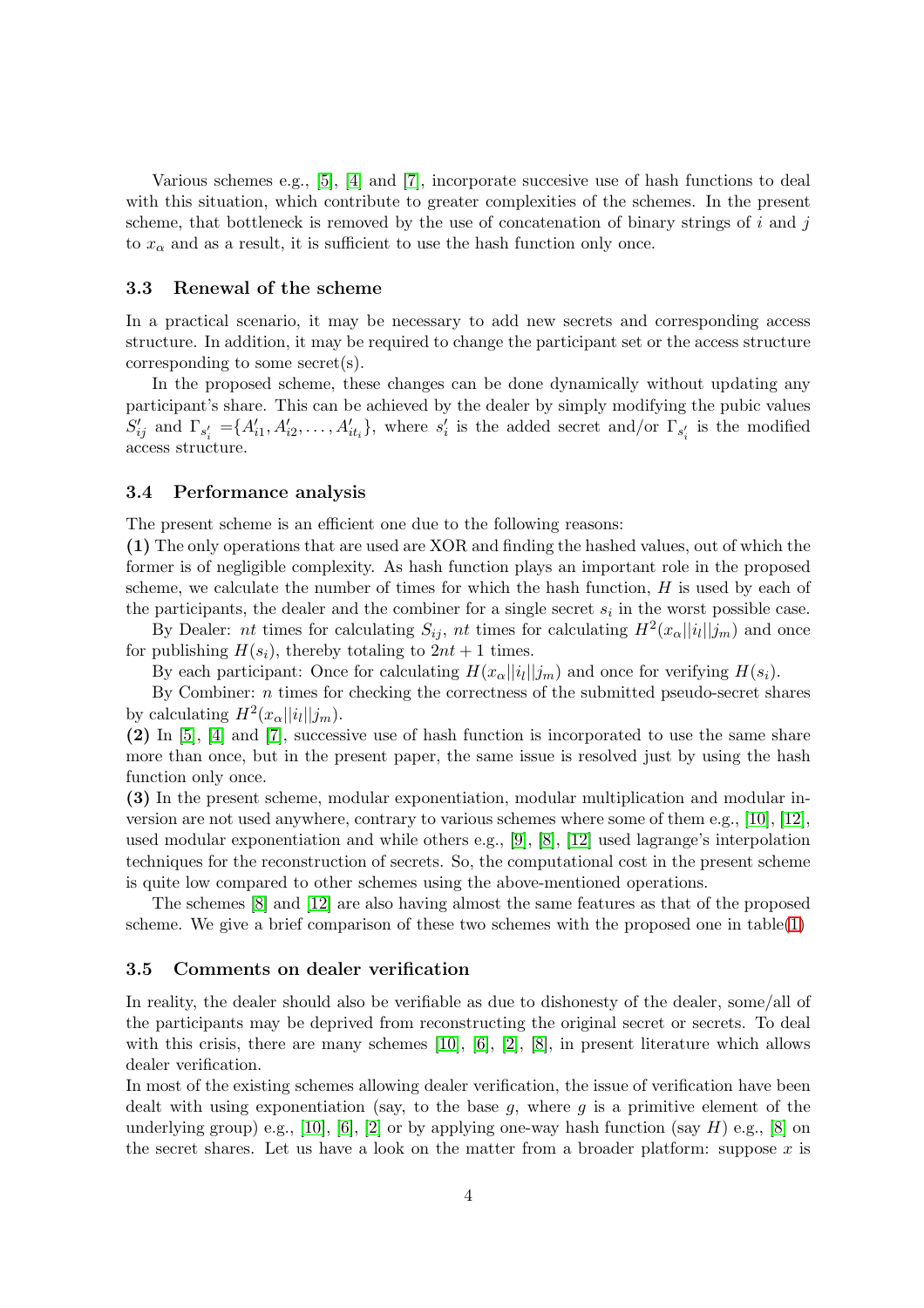Various schemes e.g., [5], [4] and [7], incorporate succesive use of hash functions to deal with this situation, which contribute to greater complexities of the schemes. In the present scheme, that bottleneck is removed by the use of concatenation of binary strings of $i$ and $j$ to $x_\alpha$ and as a result, it is sufficient to use the hash function only once.

### 3.3 Renewal of the scheme

In a practical scenario, it may be necessary to add new secrets and corresponding access structure. In addition, it may be required to change the participant set or the access structure corresponding to some secret(s).

In the proposed scheme, these changes can be done dynamically without updating any participant's share. This can be achieved by the dealer by simply modifying the pubic values $S'_{ij}$ and $\Gamma_{s'_i} = \{A'_{i1}, A'_{i2}, \ldots, A'_{it_i}\}$, where $s'_i$ is the added secret and/or $\Gamma_{s'_i}$ is the modified access structure.

### 3.4 Performance analysis

The present scheme is an efficient one due to the following reasons:

**(1)** The only operations that are used are XOR and finding the hashed values, out of which the former is of negligible complexity. As hash function plays an important role in the proposed scheme, we calculate the number of times for which the hash function, $H$ is used by each of the participants, the dealer and the combiner for a single secret $s_i$ in the worst possible case.

By Dealer: $nt$ times for calculating $S_{ij}$, $nt$ times for calculating $H^2(x_\alpha||i_l||j_m)$ and once for publishing $H(s_i)$, thereby totaling to $2nt + 1$ times.

By each participant: Once for calculating $H(x_\alpha||i_l||j_m)$ and once for verifying $H(s_i)$.

By Combiner: $n$ times for checking the correctness of the submitted pseudo-secret shares by calculating $H^2(x_\alpha||i_l||j_m)$.

**(2)** In [5], [4] and [7], successive use of hash function is incorporated to use the same share more than once, but in the present paper, the same issue is resolved just by using the hash function only once.

**(3)** In the present scheme, modular exponentiation, modular multiplication and modular inversion are not used anywhere, contrary to various schemes where some of them e.g., [10], [12], used modular exponentiation and while others e.g., [9], [8], [12] used lagrange's interpolation techniques for the reconstruction of secrets. So, the computational cost in the present scheme is quite low compared to other schemes using the above-mentioned operations.

The schemes [8] and [12] are also having almost the same features as that of the proposed scheme. We give a brief comparison of these two schemes with the proposed one in table(1)

### 3.5 Comments on dealer verification

In reality, the dealer should also be verifiable as due to dishonesty of the dealer, some/all of the participants may be deprived from reconstructing the original secret or secrets. To deal with this crisis, there are many schemes [10], [6], [2], [8], in present literature which allows dealer verification.

In most of the existing schemes allowing dealer verification, the issue of verification have been dealt with using exponentiation (say, to the base $g$, where $g$ is a primitive element of the underlying group) e.g., [10], [6], [2] or by applying one-way hash function (say $H$) e.g., [8] on the secret shares. Let us have a look on the matter from a broader platform: suppose $x$ is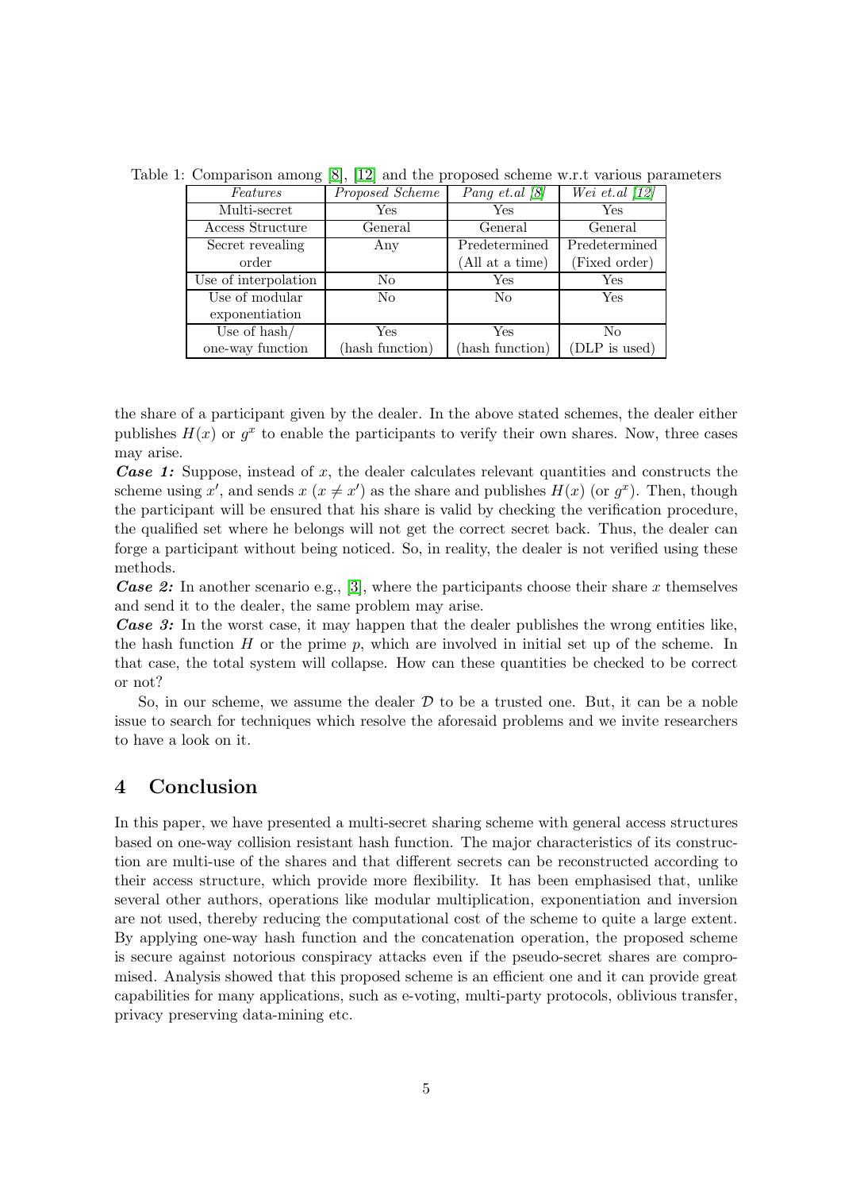Table 1: Comparison among [8], [12] and the proposed scheme w.r.t various parameters

| *Features* | *Proposed Scheme* | *Pang et.al [8]* | *Wei et.al [12]* |
|---|---|---|---|
| Multi-secret | Yes | Yes | Yes |
| Access Structure | General | General | General |
| Secret revealing order | Any | Predetermined (All at a time) | Predetermined (Fixed order) |
| Use of interpolation | No | Yes | Yes |
| Use of modular exponentiation | No | No | Yes |
| Use of hash/ one-way function | Yes (hash function) | Yes (hash function) | No (DLP is used) |

the share of a participant given by the dealer. In the above stated schemes, the dealer either publishes $H(x)$ or $g^x$ to enable the participants to verify their own shares. Now, three cases may arise.

***Case 1:*** Suppose, instead of $x$, the dealer calculates relevant quantities and constructs the scheme using $x'$, and sends $x$ ($x \neq x'$) as the share and publishes $H(x)$ (or $g^x$). Then, though the participant will be ensured that his share is valid by checking the verification procedure, the qualified set where he belongs will not get the correct secret back. Thus, the dealer can forge a participant without being noticed. So, in reality, the dealer is not verified using these methods.

***Case 2:*** In another scenario e.g., [3], where the participants choose their share $x$ themselves and send it to the dealer, the same problem may arise.

***Case 3:*** In the worst case, it may happen that the dealer publishes the wrong entities like, the hash function $H$ or the prime $p$, which are involved in initial set up of the scheme. In that case, the total system will collapse. How can these quantities be checked to be correct or not?

So, in our scheme, we assume the dealer $\mathcal{D}$ to be a trusted one. But, it can be a noble issue to search for techniques which resolve the aforesaid problems and we invite researchers to have a look on it.

## 4 Conclusion

In this paper, we have presented a multi-secret sharing scheme with general access structures based on one-way collision resistant hash function. The major characteristics of its construction are multi-use of the shares and that different secrets can be reconstructed according to their access structure, which provide more flexibility. It has been emphasised that, unlike several other authors, operations like modular multiplication, exponentiation and inversion are not used, thereby reducing the computational cost of the scheme to quite a large extent. By applying one-way hash function and the concatenation operation, the proposed scheme is secure against notorious conspiracy attacks even if the pseudo-secret shares are compromised. Analysis showed that this proposed scheme is an efficient one and it can provide great capabilities for many applications, such as e-voting, multi-party protocols, oblivious transfer, privacy preserving data-mining etc.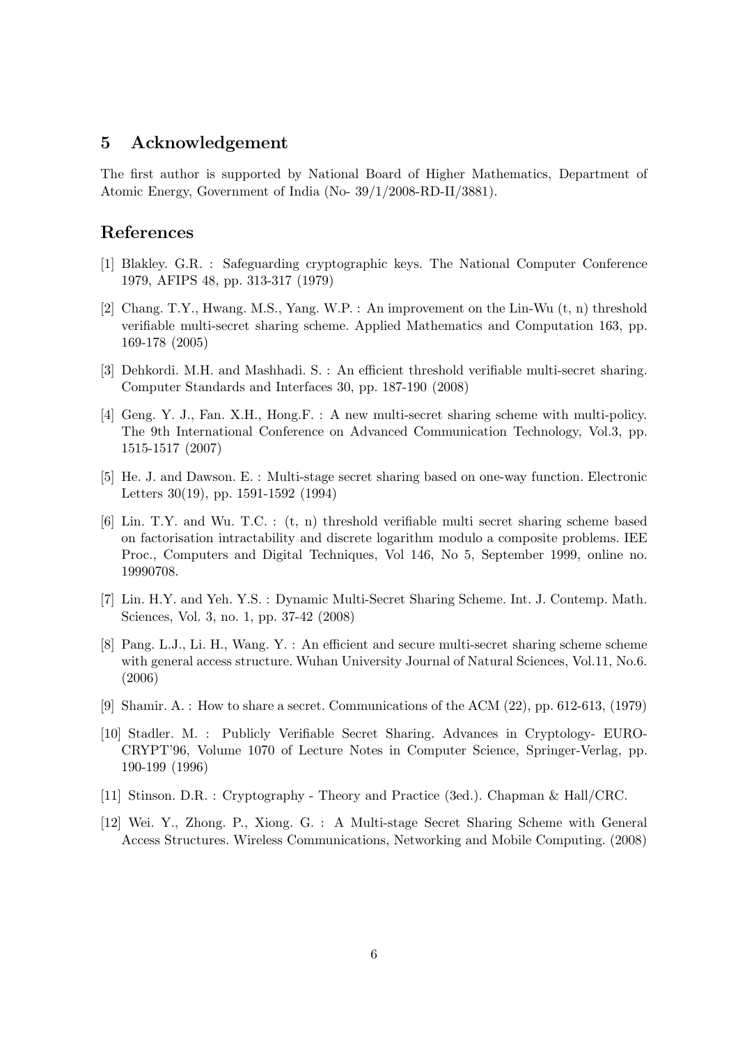## 5 Acknowledgement

The first author is supported by National Board of Higher Mathematics, Department of Atomic Energy, Government of India (No- 39/1/2008-RD-II/3881).

## References

[1] Blakley. G.R. : Safeguarding cryptographic keys. The National Computer Conference 1979, AFIPS 48, pp. 313-317 (1979)

[2] Chang. T.Y., Hwang. M.S., Yang. W.P. : An improvement on the Lin-Wu (t, n) threshold verifiable multi-secret sharing scheme. Applied Mathematics and Computation 163, pp. 169-178 (2005)

[3] Dehkordi. M.H. and Mashhadi. S. : An efficient threshold verifiable multi-secret sharing. Computer Standards and Interfaces 30, pp. 187-190 (2008)

[4] Geng. Y. J., Fan. X.H., Hong.F. : A new multi-secret sharing scheme with multi-policy. The 9th International Conference on Advanced Communication Technology, Vol.3, pp. 1515-1517 (2007)

[5] He. J. and Dawson. E. : Multi-stage secret sharing based on one-way function. Electronic Letters 30(19), pp. 1591-1592 (1994)

[6] Lin. T.Y. and Wu. T.C. : (t, n) threshold verifiable multi secret sharing scheme based on factorisation intractability and discrete logarithm modulo a composite problems. IEE Proc., Computers and Digital Techniques, Vol 146, No 5, September 1999, online no. 19990708.

[7] Lin. H.Y. and Yeh. Y.S. : Dynamic Multi-Secret Sharing Scheme. Int. J. Contemp. Math. Sciences, Vol. 3, no. 1, pp. 37-42 (2008)

[8] Pang. L.J., Li. H., Wang. Y. : An efficient and secure multi-secret sharing scheme scheme with general access structure. Wuhan University Journal of Natural Sciences, Vol.11, No.6. (2006)

[9] Shamir. A. : How to share a secret. Communications of the ACM (22), pp. 612-613, (1979)

[10] Stadler. M. : Publicly Verifiable Secret Sharing. Advances in Cryptology- EUROCRYPT'96, Volume 1070 of Lecture Notes in Computer Science, Springer-Verlag, pp. 190-199 (1996)

[11] Stinson. D.R. : Cryptography - Theory and Practice (3ed.). Chapman & Hall/CRC.

[12] Wei. Y., Zhong. P., Xiong. G. : A Multi-stage Secret Sharing Scheme with General Access Structures. Wireless Communications, Networking and Mobile Computing. (2008)